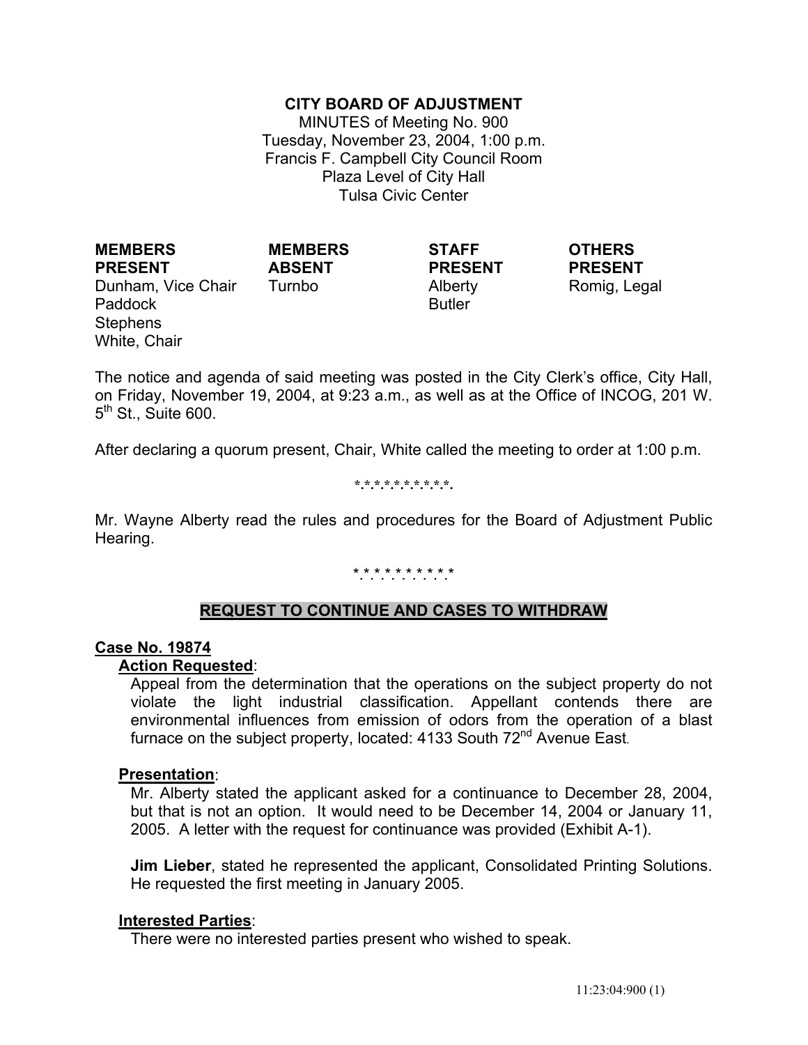# CITY BOARD OF ADJUSTMENT

MINUTES of Meeting No. 900
Tuesday, November 23, 2004, 1:00 p.m.
Francis F. Campbell City Council Room
Plaza Level of City Hall
Tulsa Civic Center

| MEMBERS PRESENT | MEMBERS ABSENT | STAFF PRESENT | OTHERS PRESENT |
|---|---|---|---|
| Dunham, Vice Chair | Turnbo | Alberty | Romig, Legal |
| Paddock | | Butler | |
| Stephens | | | |
| White, Chair | | | |

The notice and agenda of said meeting was posted in the City Clerk's office, City Hall, on Friday, November 19, 2004, at 9:23 a.m., as well as at the Office of INCOG, 201 W. 5th St., Suite 600.

After declaring a quorum present, Chair, White called the meeting to order at 1:00 p.m.

*.*.*.*.*.*.*.*.*.*.

Mr. Wayne Alberty read the rules and procedures for the Board of Adjustment Public Hearing.

*.*.*.*.*.*.*.*.*.*.

## REQUEST TO CONTINUE AND CASES TO WITHDRAW

**Case No. 19874**

**Action Requested**:

Appeal from the determination that the operations on the subject property do not violate the light industrial classification. Appellant contends there are environmental influences from emission of odors from the operation of a blast furnace on the subject property, located: 4133 South 72nd Avenue East.

**Presentation**:

Mr. Alberty stated the applicant asked for a continuance to December 28, 2004, but that is not an option. It would need to be December 14, 2004 or January 11, 2005. A letter with the request for continuance was provided (Exhibit A-1).

**Jim Lieber**, stated he represented the applicant, Consolidated Printing Solutions. He requested the first meeting in January 2005.

**Interested Parties**:

There were no interested parties present who wished to speak.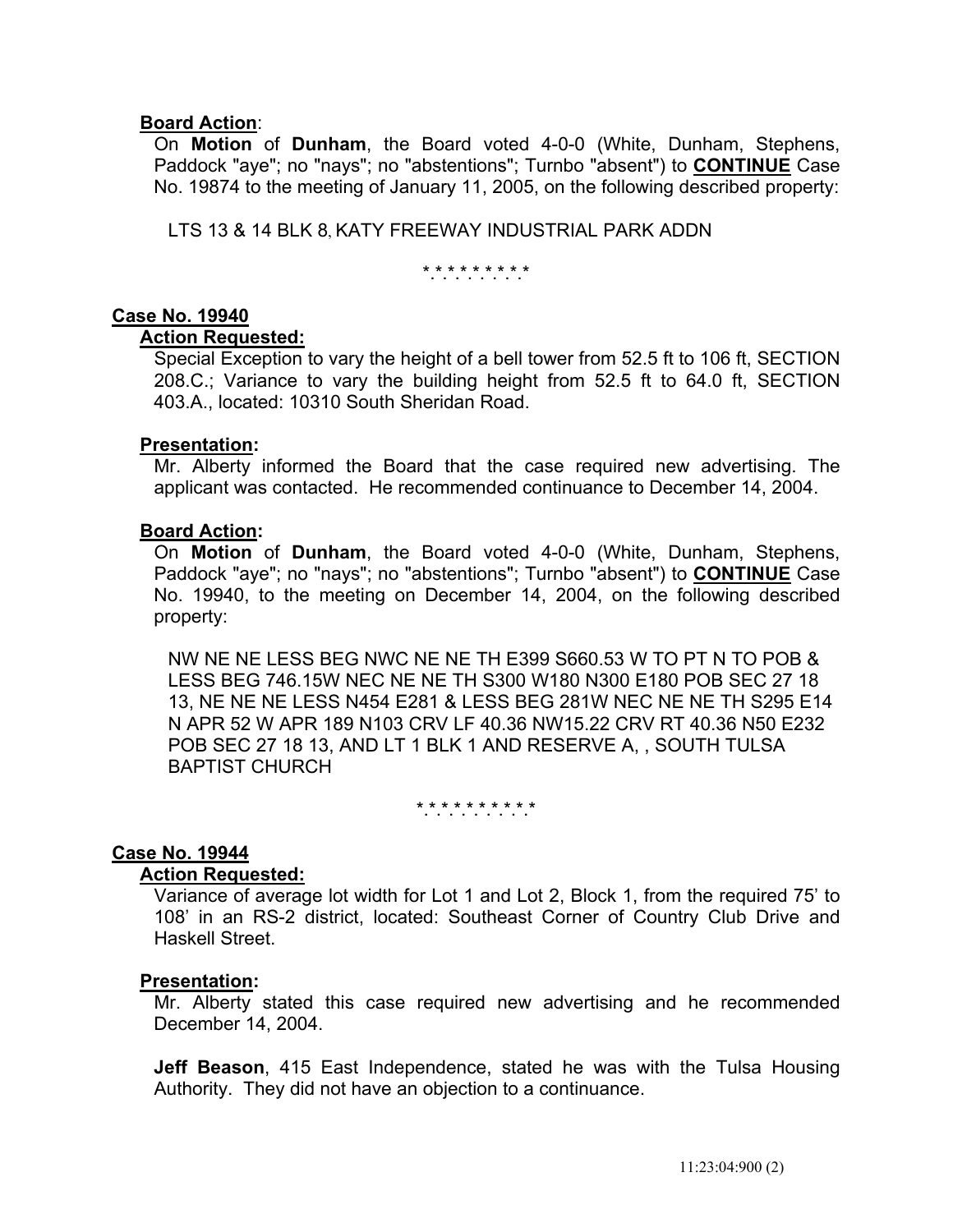**Board Action**:

On **Motion** of **Dunham**, the Board voted 4-0-0 (White, Dunham, Stephens, Paddock "aye"; no "nays"; no "abstentions"; Turnbo "absent") to **CONTINUE** Case No. 19874 to the meeting of January 11, 2005, on the following described property:

LTS 13 & 14 BLK 8, KATY FREEWAY INDUSTRIAL PARK ADDN

\* \* \* \* \* \* \* \* \* \*

**Case No. 19940**

**Action Requested:**

Special Exception to vary the height of a bell tower from 52.5 ft to 106 ft, SECTION 208.C.; Variance to vary the building height from 52.5 ft to 64.0 ft, SECTION 403.A., located: 10310 South Sheridan Road.

**Presentation:**

Mr. Alberty informed the Board that the case required new advertising. The applicant was contacted. He recommended continuance to December 14, 2004.

**Board Action:**

On **Motion** of **Dunham**, the Board voted 4-0-0 (White, Dunham, Stephens, Paddock "aye"; no "nays"; no "abstentions"; Turnbo "absent") to **CONTINUE** Case No. 19940, to the meeting on December 14, 2004, on the following described property:

NW NE NE LESS BEG NWC NE NE TH E399 S660.53 W TO PT N TO POB & LESS BEG 746.15W NEC NE NE TH S300 W180 N300 E180 POB SEC 27 18 13, NE NE NE LESS N454 E281 & LESS BEG 281W NEC NE NE TH S295 E14 N APR 52 W APR 189 N103 CRV LF 40.36 NW15.22 CRV RT 40.36 N50 E232 POB SEC 27 18 13, AND LT 1 BLK 1 AND RESERVE A, , SOUTH TULSA BAPTIST CHURCH

\* \* \* \* \* \* \* \* \* \* \*

**Case No. 19944**

**Action Requested:**

Variance of average lot width for Lot 1 and Lot 2, Block 1, from the required 75' to 108' in an RS-2 district, located: Southeast Corner of Country Club Drive and Haskell Street.

**Presentation:**

Mr. Alberty stated this case required new advertising and he recommended December 14, 2004.

**Jeff Beason**, 415 East Independence, stated he was with the Tulsa Housing Authority. They did not have an objection to a continuance.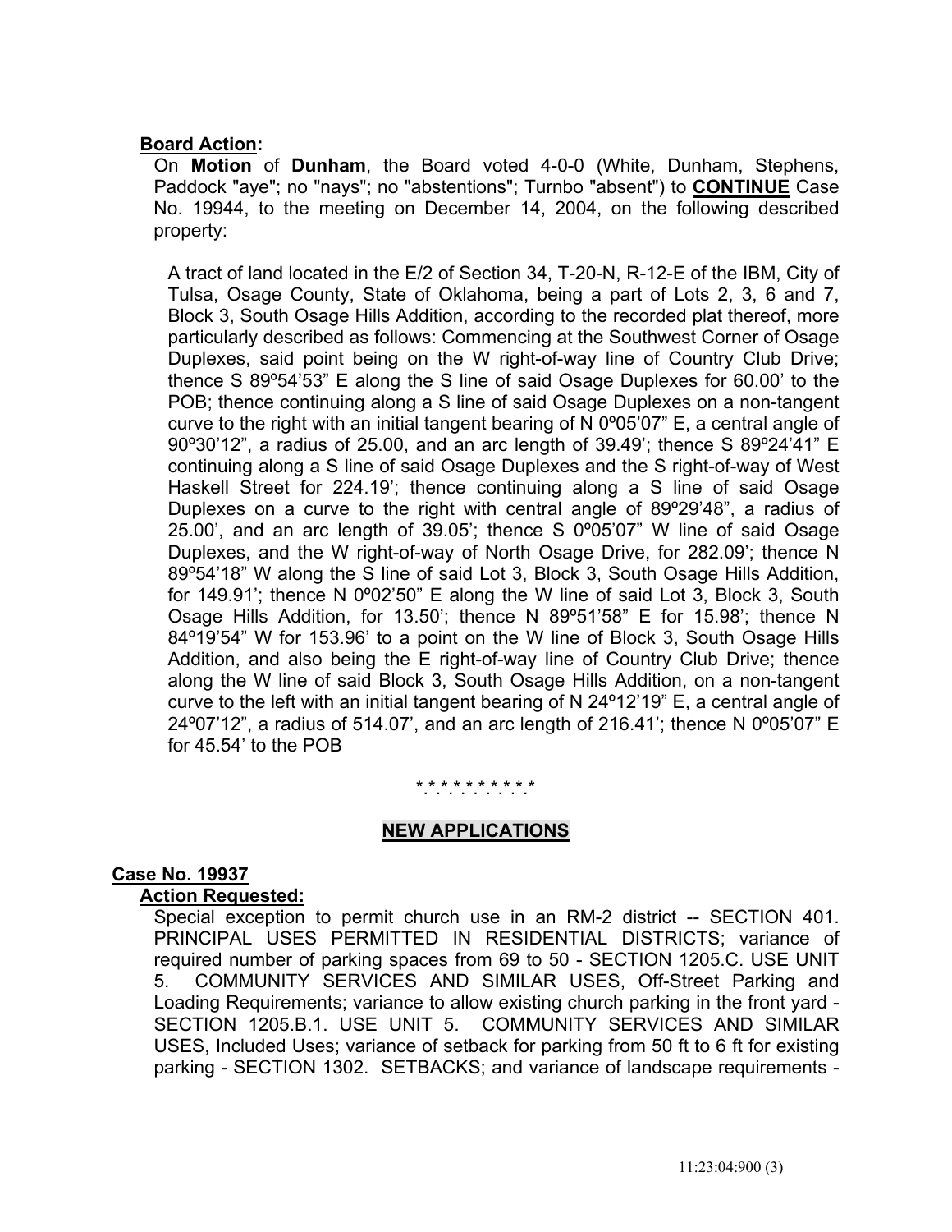**Board Action:**

On **Motion** of **Dunham**, the Board voted 4-0-0 (White, Dunham, Stephens, Paddock "aye"; no "nays"; no "abstentions"; Turnbo "absent") to **CONTINUE** Case No. 19944, to the meeting on December 14, 2004, on the following described property:

A tract of land located in the E/2 of Section 34, T-20-N, R-12-E of the IBM, City of Tulsa, Osage County, State of Oklahoma, being a part of Lots 2, 3, 6 and 7, Block 3, South Osage Hills Addition, according to the recorded plat thereof, more particularly described as follows: Commencing at the Southwest Corner of Osage Duplexes, said point being on the W right-of-way line of Country Club Drive; thence S 89º54'53" E along the S line of said Osage Duplexes for 60.00' to the POB; thence continuing along a S line of said Osage Duplexes on a non-tangent curve to the right with an initial tangent bearing of N 0º05'07" E, a central angle of 90º30'12", a radius of 25.00, and an arc length of 39.49'; thence S 89º24'41" E continuing along a S line of said Osage Duplexes and the S right-of-way of West Haskell Street for 224.19'; thence continuing along a S line of said Osage Duplexes on a curve to the right with central angle of 89º29'48", a radius of 25.00', and an arc length of 39.05'; thence S 0º05'07" W line of said Osage Duplexes, and the W right-of-way of North Osage Drive, for 282.09'; thence N 89º54'18" W along the S line of said Lot 3, Block 3, South Osage Hills Addition, for 149.91'; thence N 0º02'50" E along the W line of said Lot 3, Block 3, South Osage Hills Addition, for 13.50'; thence N 89º51'58" E for 15.98'; thence N 84º19'54" W for 153.96' to a point on the W line of Block 3, South Osage Hills Addition, and also being the E right-of-way line of Country Club Drive; thence along the W line of said Block 3, South Osage Hills Addition, on a non-tangent curve to the left with an initial tangent bearing of N 24º12'19" E, a central angle of 24º07'12", a radius of 514.07', and an arc length of 216.41'; thence N 0º05'07" E for 45.54' to the POB

\* \* \* \* \* \* \* \* \* \* \*

## NEW APPLICATIONS

### Case No. 19937

**Action Requested:**

Special exception to permit church use in an RM-2 district -- SECTION 401. PRINCIPAL USES PERMITTED IN RESIDENTIAL DISTRICTS; variance of required number of parking spaces from 69 to 50 - SECTION 1205.C. USE UNIT 5. COMMUNITY SERVICES AND SIMILAR USES, Off-Street Parking and Loading Requirements; variance to allow existing church parking in the front yard - SECTION 1205.B.1. USE UNIT 5. COMMUNITY SERVICES AND SIMILAR USES, Included Uses; variance of setback for parking from 50 ft to 6 ft for existing parking - SECTION 1302. SETBACKS; and variance of landscape requirements -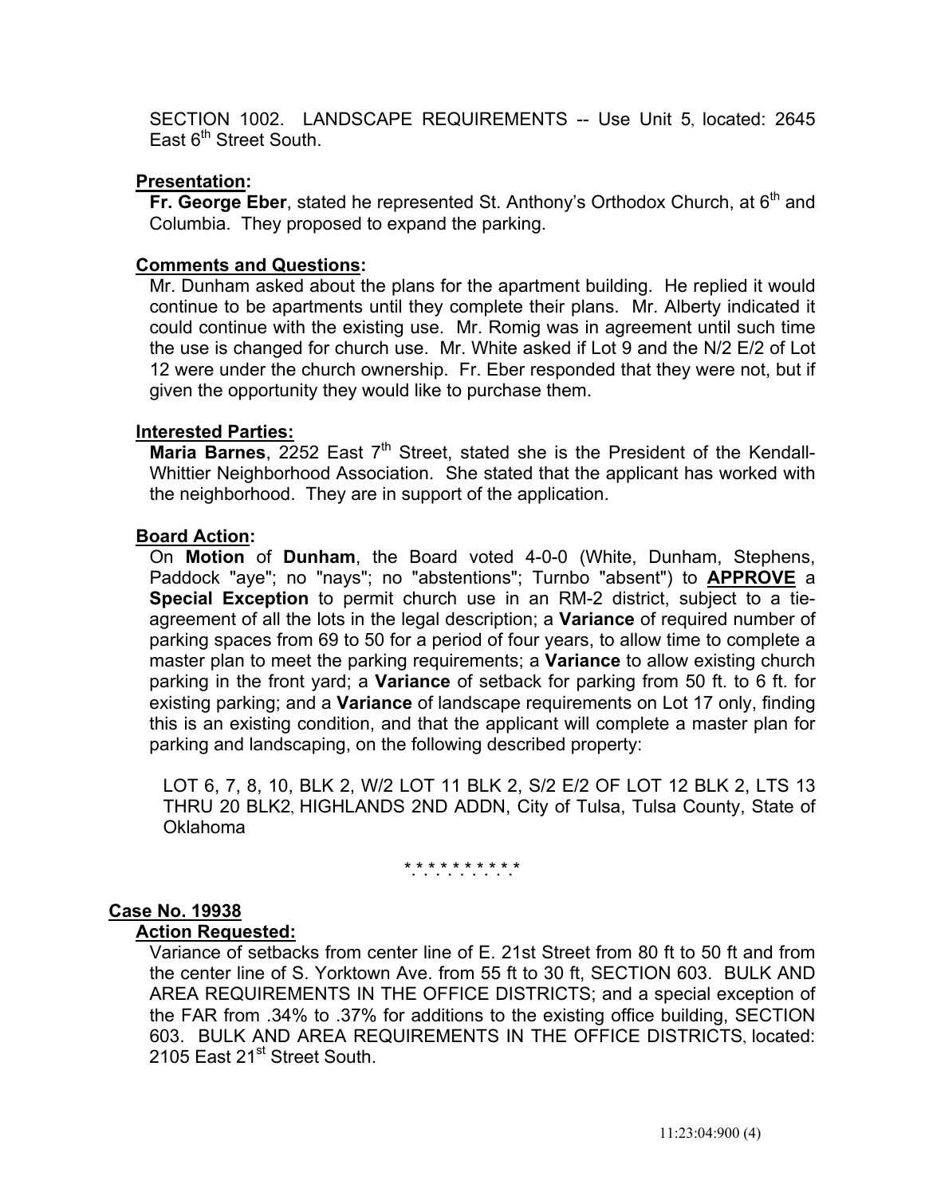SECTION 1002. LANDSCAPE REQUIREMENTS -- Use Unit 5, located: 2645 East 6th Street South.

**Presentation:**

**Fr. George Eber**, stated he represented St. Anthony's Orthodox Church, at 6th and Columbia. They proposed to expand the parking.

**Comments and Questions:**

Mr. Dunham asked about the plans for the apartment building. He replied it would continue to be apartments until they complete their plans. Mr. Alberty indicated it could continue with the existing use. Mr. Romig was in agreement until such time the use is changed for church use. Mr. White asked if Lot 9 and the N/2 E/2 of Lot 12 were under the church ownership. Fr. Eber responded that they were not, but if given the opportunity they would like to purchase them.

**Interested Parties:**

**Maria Barnes**, 2252 East 7th Street, stated she is the President of the Kendall-Whittier Neighborhood Association. She stated that the applicant has worked with the neighborhood. They are in support of the application.

**Board Action:**

On **Motion** of **Dunham**, the Board voted 4-0-0 (White, Dunham, Stephens, Paddock "aye"; no "nays"; no "abstentions"; Turnbo "absent") to **APPROVE** a **Special Exception** to permit church use in an RM-2 district, subject to a tie-agreement of all the lots in the legal description; a **Variance** of required number of parking spaces from 69 to 50 for a period of four years, to allow time to complete a master plan to meet the parking requirements; a **Variance** to allow existing church parking in the front yard; a **Variance** of setback for parking from 50 ft. to 6 ft. for existing parking; and a **Variance** of landscape requirements on Lot 17 only, finding this is an existing condition, and that the applicant will complete a master plan for parking and landscaping, on the following described property:

LOT 6, 7, 8, 10, BLK 2, W/2 LOT 11 BLK 2, S/2 E/2 OF LOT 12 BLK 2, LTS 13 THRU 20 BLK2, HIGHLANDS 2ND ADDN, City of Tulsa, Tulsa County, State of Oklahoma

\* \* \* \* \* \* \* \* \* \* \*

**Case No. 19938**

**Action Requested:**

Variance of setbacks from center line of E. 21st Street from 80 ft to 50 ft and from the center line of S. Yorktown Ave. from 55 ft to 30 ft, SECTION 603. BULK AND AREA REQUIREMENTS IN THE OFFICE DISTRICTS; and a special exception of the FAR from .34% to .37% for additions to the existing office building, SECTION 603. BULK AND AREA REQUIREMENTS IN THE OFFICE DISTRICTS, located: 2105 East 21st Street South.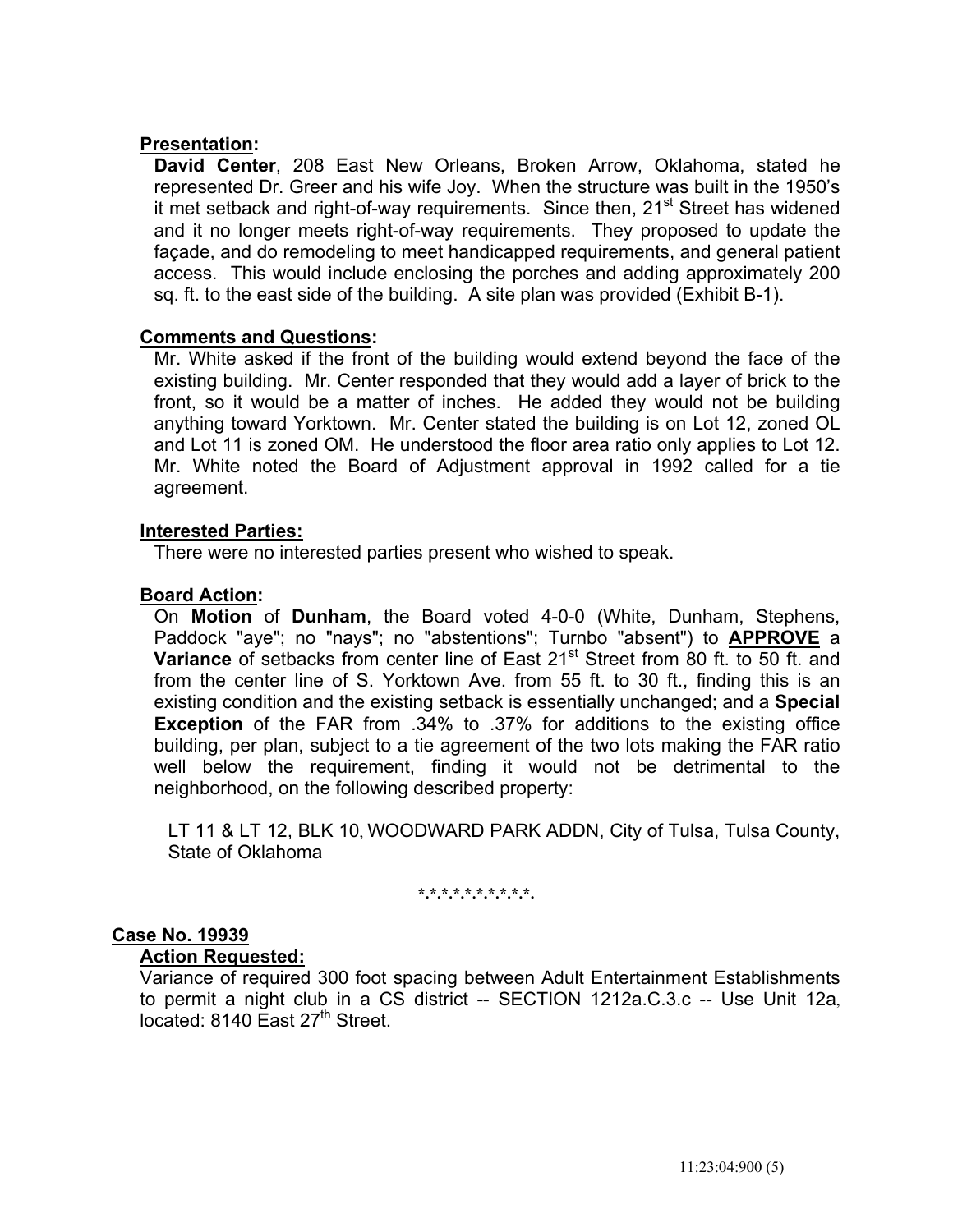**Presentation:**

**David Center**, 208 East New Orleans, Broken Arrow, Oklahoma, stated he represented Dr. Greer and his wife Joy. When the structure was built in the 1950's it met setback and right-of-way requirements. Since then, 21st Street has widened and it no longer meets right-of-way requirements. They proposed to update the façade, and do remodeling to meet handicapped requirements, and general patient access. This would include enclosing the porches and adding approximately 200 sq. ft. to the east side of the building. A site plan was provided (Exhibit B-1).

**Comments and Questions:**

Mr. White asked if the front of the building would extend beyond the face of the existing building. Mr. Center responded that they would add a layer of brick to the front, so it would be a matter of inches. He added they would not be building anything toward Yorktown. Mr. Center stated the building is on Lot 12, zoned OL and Lot 11 is zoned OM. He understood the floor area ratio only applies to Lot 12. Mr. White noted the Board of Adjustment approval in 1992 called for a tie agreement.

**Interested Parties:**

There were no interested parties present who wished to speak.

**Board Action:**

On **Motion** of **Dunham**, the Board voted 4-0-0 (White, Dunham, Stephens, Paddock "aye"; no "nays"; no "abstentions"; Turnbo "absent") to **APPROVE** a **Variance** of setbacks from center line of East 21st Street from 80 ft. to 50 ft. and from the center line of S. Yorktown Ave. from 55 ft. to 30 ft., finding this is an existing condition and the existing setback is essentially unchanged; and a **Special Exception** of the FAR from .34% to .37% for additions to the existing office building, per plan, subject to a tie agreement of the two lots making the FAR ratio well below the requirement, finding it would not be detrimental to the neighborhood, on the following described property:

LT 11 & LT 12, BLK 10, WOODWARD PARK ADDN, City of Tulsa, Tulsa County, State of Oklahoma

*.*.*.*.*.*.*.*.*.*.*.

**Case No. 19939**

**Action Requested:**

Variance of required 300 foot spacing between Adult Entertainment Establishments to permit a night club in a CS district -- SECTION 1212a.C.3.c -- Use Unit 12a, located: 8140 East 27th Street.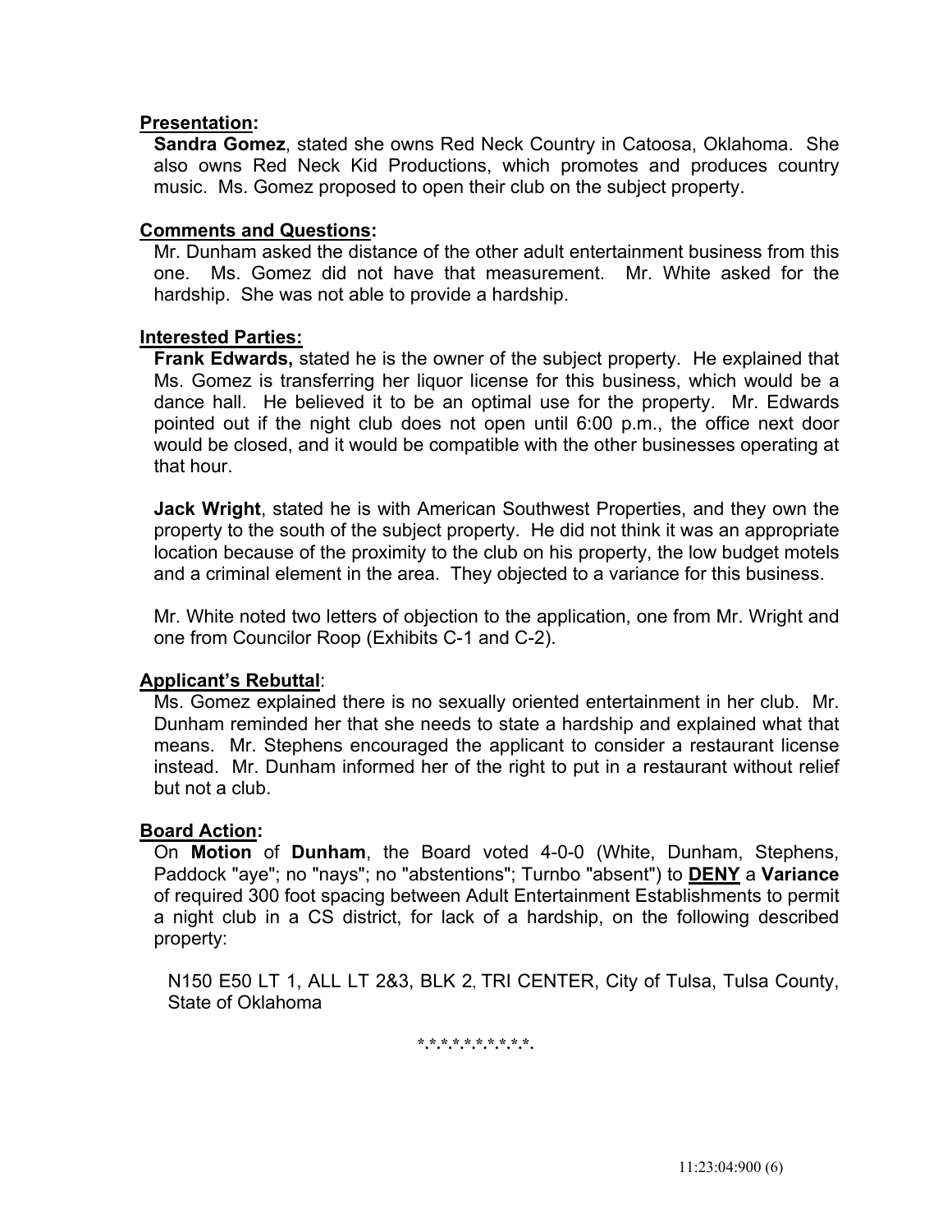**Presentation:**

**Sandra Gomez**, stated she owns Red Neck Country in Catoosa, Oklahoma. She also owns Red Neck Kid Productions, which promotes and produces country music. Ms. Gomez proposed to open their club on the subject property.

**Comments and Questions:**

Mr. Dunham asked the distance of the other adult entertainment business from this one. Ms. Gomez did not have that measurement. Mr. White asked for the hardship. She was not able to provide a hardship.

**Interested Parties:**

**Frank Edwards,** stated he is the owner of the subject property. He explained that Ms. Gomez is transferring her liquor license for this business, which would be a dance hall. He believed it to be an optimal use for the property. Mr. Edwards pointed out if the night club does not open until 6:00 p.m., the office next door would be closed, and it would be compatible with the other businesses operating at that hour.

**Jack Wright**, stated he is with American Southwest Properties, and they own the property to the south of the subject property. He did not think it was an appropriate location because of the proximity to the club on his property, the low budget motels and a criminal element in the area. They objected to a variance for this business.

Mr. White noted two letters of objection to the application, one from Mr. Wright and one from Councilor Roop (Exhibits C-1 and C-2).

**Applicant's Rebuttal**:

Ms. Gomez explained there is no sexually oriented entertainment in her club. Mr. Dunham reminded her that she needs to state a hardship and explained what that means. Mr. Stephens encouraged the applicant to consider a restaurant license instead. Mr. Dunham informed her of the right to put in a restaurant without relief but not a club.

**Board Action:**

On **Motion** of **Dunham**, the Board voted 4-0-0 (White, Dunham, Stephens, Paddock "aye"; no "nays"; no "abstentions"; Turnbo "absent") to **DENY** a **Variance** of required 300 foot spacing between Adult Entertainment Establishments to permit a night club in a CS district, for lack of a hardship, on the following described property:

N150 E50 LT 1, ALL LT 2&3, BLK 2, TRI CENTER, City of Tulsa, Tulsa County, State of Oklahoma

*.*.*.*.*.*.*.*.*.*.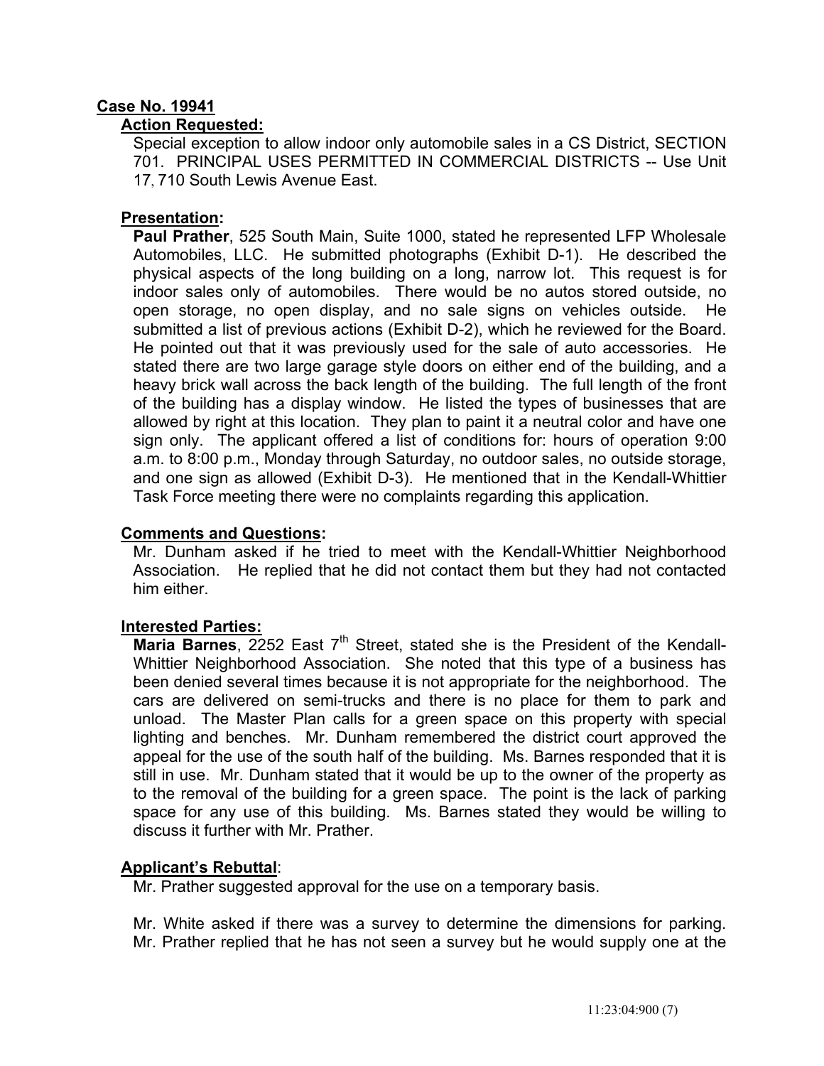**Case No. 19941**

**Action Requested:**

Special exception to allow indoor only automobile sales in a CS District, SECTION 701. PRINCIPAL USES PERMITTED IN COMMERCIAL DISTRICTS -- Use Unit 17, 710 South Lewis Avenue East.

**Presentation:**

**Paul Prather**, 525 South Main, Suite 1000, stated he represented LFP Wholesale Automobiles, LLC. He submitted photographs (Exhibit D-1). He described the physical aspects of the long building on a long, narrow lot. This request is for indoor sales only of automobiles. There would be no autos stored outside, no open storage, no open display, and no sale signs on vehicles outside. He submitted a list of previous actions (Exhibit D-2), which he reviewed for the Board. He pointed out that it was previously used for the sale of auto accessories. He stated there are two large garage style doors on either end of the building, and a heavy brick wall across the back length of the building. The full length of the front of the building has a display window. He listed the types of businesses that are allowed by right at this location. They plan to paint it a neutral color and have one sign only. The applicant offered a list of conditions for: hours of operation 9:00 a.m. to 8:00 p.m., Monday through Saturday, no outdoor sales, no outside storage, and one sign as allowed (Exhibit D-3). He mentioned that in the Kendall-Whittier Task Force meeting there were no complaints regarding this application.

**Comments and Questions:**

Mr. Dunham asked if he tried to meet with the Kendall-Whittier Neighborhood Association. He replied that he did not contact them but they had not contacted him either.

**Interested Parties:**

**Maria Barnes**, 2252 East 7th Street, stated she is the President of the Kendall-Whittier Neighborhood Association. She noted that this type of a business has been denied several times because it is not appropriate for the neighborhood. The cars are delivered on semi-trucks and there is no place for them to park and unload. The Master Plan calls for a green space on this property with special lighting and benches. Mr. Dunham remembered the district court approved the appeal for the use of the south half of the building. Ms. Barnes responded that it is still in use. Mr. Dunham stated that it would be up to the owner of the property as to the removal of the building for a green space. The point is the lack of parking space for any use of this building. Ms. Barnes stated they would be willing to discuss it further with Mr. Prather.

**Applicant's Rebuttal:**

Mr. Prather suggested approval for the use on a temporary basis.

Mr. White asked if there was a survey to determine the dimensions for parking. Mr. Prather replied that he has not seen a survey but he would supply one at the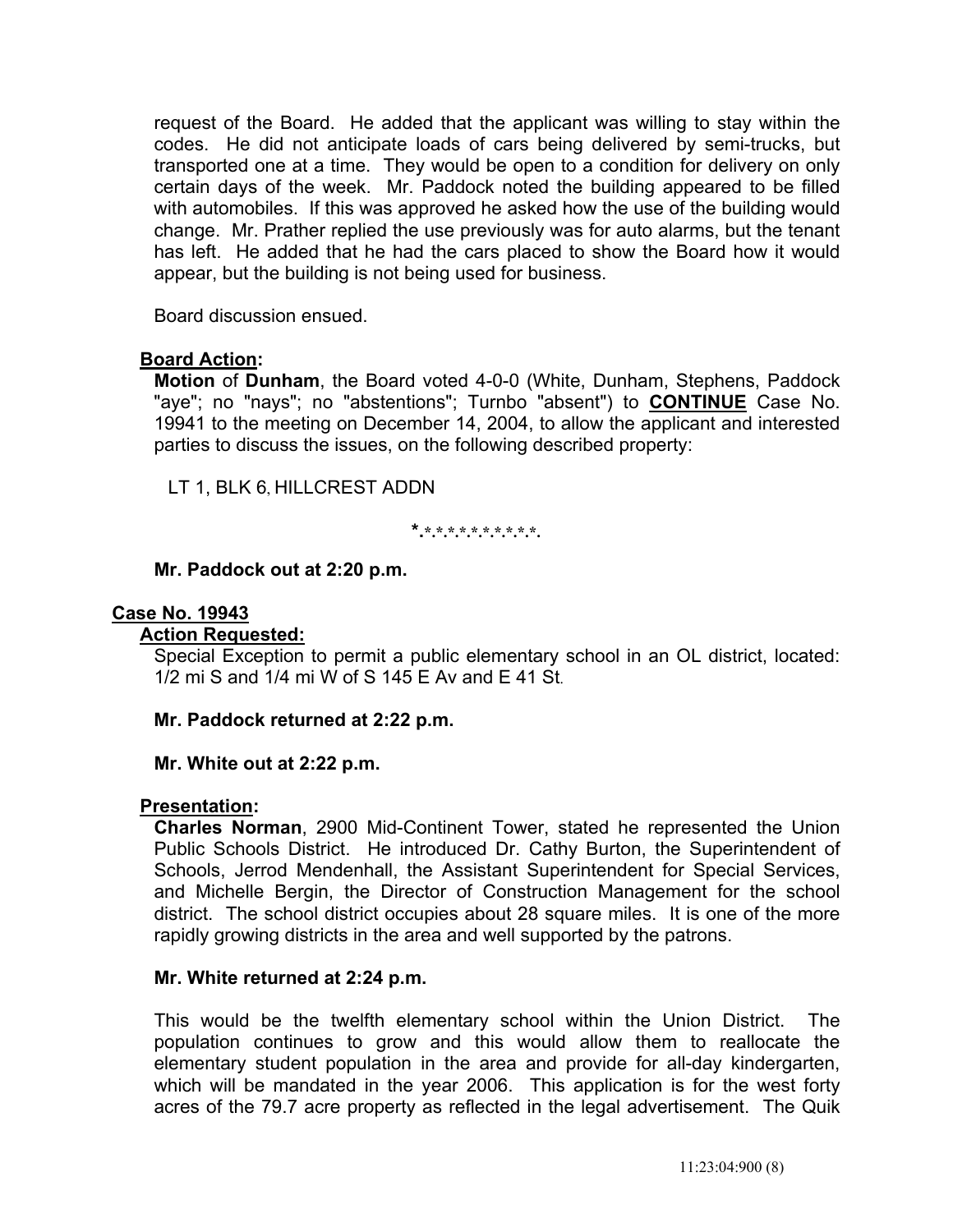request of the Board. He added that the applicant was willing to stay within the codes. He did not anticipate loads of cars being delivered by semi-trucks, but transported one at a time. They would be open to a condition for delivery on only certain days of the week. Mr. Paddock noted the building appeared to be filled with automobiles. If this was approved he asked how the use of the building would change. Mr. Prather replied the use previously was for auto alarms, but the tenant has left. He added that he had the cars placed to show the Board how it would appear, but the building is not being used for business.

Board discussion ensued.

**Board Action:**

**Motion** of **Dunham**, the Board voted 4-0-0 (White, Dunham, Stephens, Paddock "aye"; no "nays"; no "abstentions"; Turnbo "absent") to **CONTINUE** Case No. 19941 to the meeting on December 14, 2004, to allow the applicant and interested parties to discuss the issues, on the following described property:

LT 1, BLK 6, HILLCREST ADDN

\*.\*.\*.\*.\*.\*.\*.\*.\*.\*.\*.\*.\*.

**Mr. Paddock out at 2:20 p.m.**

**Case No. 19943**

**Action Requested:**

Special Exception to permit a public elementary school in an OL district, located: 1/2 mi S and 1/4 mi W of S 145 E Av and E 41 St.

**Mr. Paddock returned at 2:22 p.m.**

**Mr. White out at 2:22 p.m.**

**Presentation:**

**Charles Norman**, 2900 Mid-Continent Tower, stated he represented the Union Public Schools District. He introduced Dr. Cathy Burton, the Superintendent of Schools, Jerrod Mendenhall, the Assistant Superintendent for Special Services, and Michelle Bergin, the Director of Construction Management for the school district. The school district occupies about 28 square miles. It is one of the more rapidly growing districts in the area and well supported by the patrons.

**Mr. White returned at 2:24 p.m.**

This would be the twelfth elementary school within the Union District. The population continues to grow and this would allow them to reallocate the elementary student population in the area and provide for all-day kindergarten, which will be mandated in the year 2006. This application is for the west forty acres of the 79.7 acre property as reflected in the legal advertisement. The Quik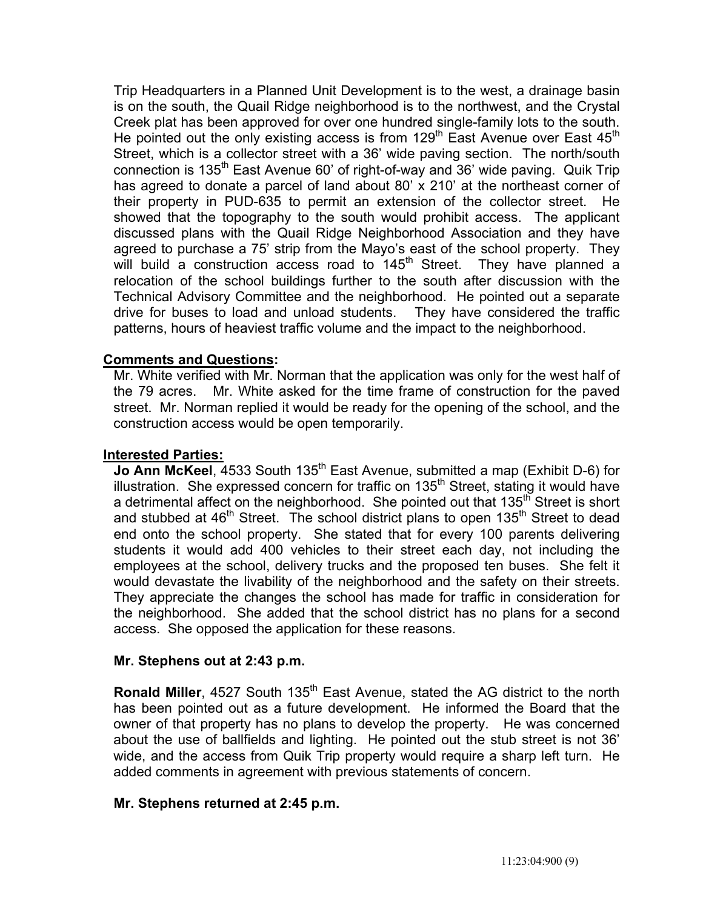Trip Headquarters in a Planned Unit Development is to the west, a drainage basin is on the south, the Quail Ridge neighborhood is to the northwest, and the Crystal Creek plat has been approved for over one hundred single-family lots to the south. He pointed out the only existing access is from 129th East Avenue over East 45th Street, which is a collector street with a 36' wide paving section. The north/south connection is 135th East Avenue 60' of right-of-way and 36' wide paving. Quik Trip has agreed to donate a parcel of land about 80' x 210' at the northeast corner of their property in PUD-635 to permit an extension of the collector street. He showed that the topography to the south would prohibit access. The applicant discussed plans with the Quail Ridge Neighborhood Association and they have agreed to purchase a 75' strip from the Mayo's east of the school property. They will build a construction access road to 145th Street. They have planned a relocation of the school buildings further to the south after discussion with the Technical Advisory Committee and the neighborhood. He pointed out a separate drive for buses to load and unload students. They have considered the traffic patterns, hours of heaviest traffic volume and the impact to the neighborhood.

**Comments and Questions:**

Mr. White verified with Mr. Norman that the application was only for the west half of the 79 acres. Mr. White asked for the time frame of construction for the paved street. Mr. Norman replied it would be ready for the opening of the school, and the construction access would be open temporarily.

**Interested Parties:**

**Jo Ann McKeel**, 4533 South 135th East Avenue, submitted a map (Exhibit D-6) for illustration. She expressed concern for traffic on 135th Street, stating it would have a detrimental affect on the neighborhood. She pointed out that 135th Street is short and stubbed at 46th Street. The school district plans to open 135th Street to dead end onto the school property. She stated that for every 100 parents delivering students it would add 400 vehicles to their street each day, not including the employees at the school, delivery trucks and the proposed ten buses. She felt it would devastate the livability of the neighborhood and the safety on their streets. They appreciate the changes the school has made for traffic in consideration for the neighborhood. She added that the school district has no plans for a second access. She opposed the application for these reasons.

**Mr. Stephens out at 2:43 p.m.**

**Ronald Miller**, 4527 South 135th East Avenue, stated the AG district to the north has been pointed out as a future development. He informed the Board that the owner of that property has no plans to develop the property. He was concerned about the use of ballfields and lighting. He pointed out the stub street is not 36' wide, and the access from Quik Trip property would require a sharp left turn. He added comments in agreement with previous statements of concern.

**Mr. Stephens returned at 2:45 p.m.**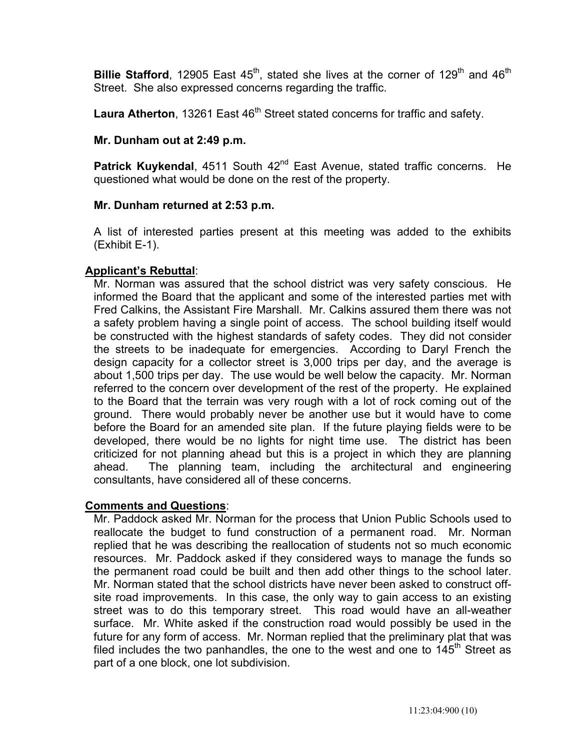**Billie Stafford**, 12905 East 45th, stated she lives at the corner of 129th and 46th Street. She also expressed concerns regarding the traffic.

**Laura Atherton**, 13261 East 46th Street stated concerns for traffic and safety.

**Mr. Dunham out at 2:49 p.m.**

**Patrick Kuykendal**, 4511 South 42nd East Avenue, stated traffic concerns. He questioned what would be done on the rest of the property.

**Mr. Dunham returned at 2:53 p.m.**

A list of interested parties present at this meeting was added to the exhibits (Exhibit E-1).

**Applicant's Rebuttal**:

Mr. Norman was assured that the school district was very safety conscious. He informed the Board that the applicant and some of the interested parties met with Fred Calkins, the Assistant Fire Marshall. Mr. Calkins assured them there was not a safety problem having a single point of access. The school building itself would be constructed with the highest standards of safety codes. They did not consider the streets to be inadequate for emergencies. According to Daryl French the design capacity for a collector street is 3,000 trips per day, and the average is about 1,500 trips per day. The use would be well below the capacity. Mr. Norman referred to the concern over development of the rest of the property. He explained to the Board that the terrain was very rough with a lot of rock coming out of the ground. There would probably never be another use but it would have to come before the Board for an amended site plan. If the future playing fields were to be developed, there would be no lights for night time use. The district has been criticized for not planning ahead but this is a project in which they are planning ahead. The planning team, including the architectural and engineering consultants, have considered all of these concerns.

**Comments and Questions**:

Mr. Paddock asked Mr. Norman for the process that Union Public Schools used to reallocate the budget to fund construction of a permanent road. Mr. Norman replied that he was describing the reallocation of students not so much economic resources. Mr. Paddock asked if they considered ways to manage the funds so the permanent road could be built and then add other things to the school later. Mr. Norman stated that the school districts have never been asked to construct off-site road improvements. In this case, the only way to gain access to an existing street was to do this temporary street. This road would have an all-weather surface. Mr. White asked if the construction road would possibly be used in the future for any form of access. Mr. Norman replied that the preliminary plat that was filed includes the two panhandles, the one to the west and one to 145th Street as part of a one block, one lot subdivision.

11:23:04:900 (10)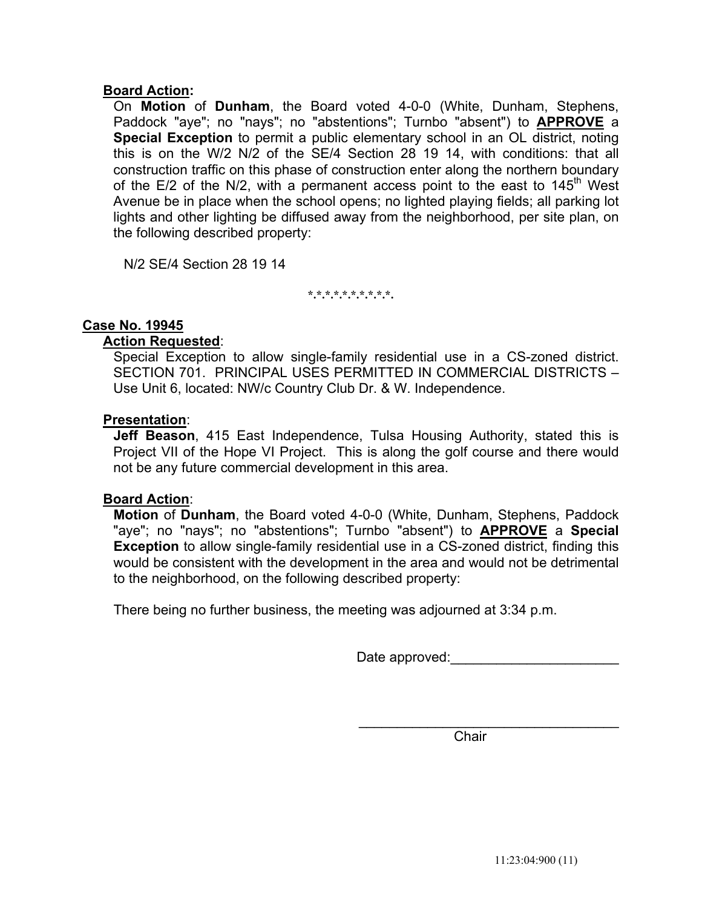**Board Action:**

On **Motion** of **Dunham**, the Board voted 4-0-0 (White, Dunham, Stephens, Paddock "aye"; no "nays"; no "abstentions"; Turnbo "absent") to **APPROVE** a **Special Exception** to permit a public elementary school in an OL district, noting this is on the W/2 N/2 of the SE/4 Section 28 19 14, with conditions: that all construction traffic on this phase of construction enter along the northern boundary of the E/2 of the N/2, with a permanent access point to the east to 145th West Avenue be in place when the school opens; no lighted playing fields; all parking lot lights and other lighting be diffused away from the neighborhood, per site plan, on the following described property:

N/2 SE/4 Section 28 19 14

\*.\*.\*.\*.\*.\*.\*.\*.\*.\*.\*.

**Case No. 19945**

**Action Requested**:

Special Exception to allow single-family residential use in a CS-zoned district. SECTION 701. PRINCIPAL USES PERMITTED IN COMMERCIAL DISTRICTS – Use Unit 6, located: NW/c Country Club Dr. & W. Independence.

**Presentation**:

**Jeff Beason**, 415 East Independence, Tulsa Housing Authority, stated this is Project VII of the Hope VI Project. This is along the golf course and there would not be any future commercial development in this area.

**Board Action**:

**Motion** of **Dunham**, the Board voted 4-0-0 (White, Dunham, Stephens, Paddock "aye"; no "nays"; no "abstentions"; Turnbo "absent") to **APPROVE** a **Special Exception** to allow single-family residential use in a CS-zoned district, finding this would be consistent with the development in the area and would not be detrimental to the neighborhood, on the following described property:

There being no further business, the meeting was adjourned at 3:34 p.m.

Date approved:______________________

___________________________________
Chair

11:23:04:900 (11)